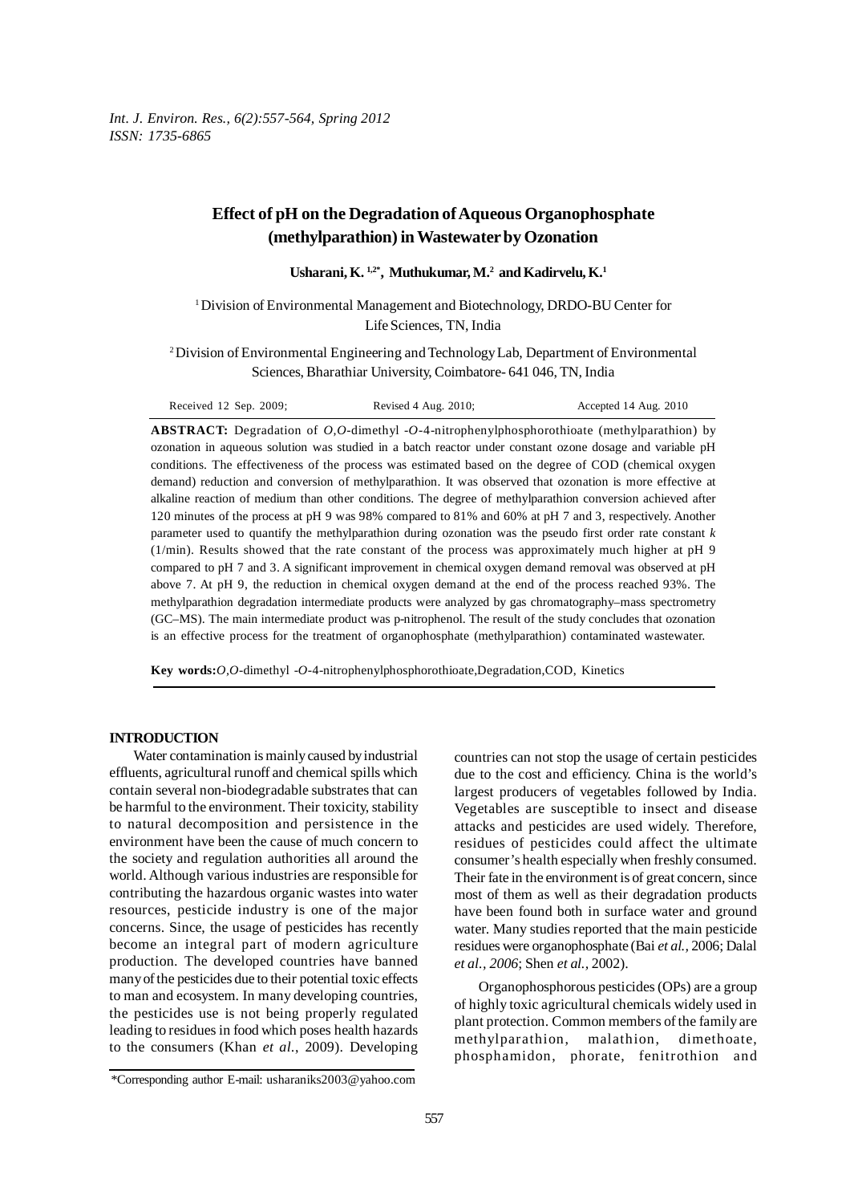# Effect of pH on the Degradation of Aqueous Organophosphate (methylparathion) in Wastewater by Ozonation

**Usharani, K.** [1,2*]**, Muthukumar, M.** [2] **and Kadirvelu, K.** [1]

[1] Division of Environmental Management and Biotechnology, DRDO-BU Center for Life Sciences, TN, India

[2] Division of Environmental Engineering and Technology Lab, Department of Environmental Sciences, Bharathiar University, Coimbatore- 641 046, TN, India

Received 12 Sep. 2009; Revised 4 Aug. 2010; Accepted 14 Aug. 2010

**ABSTRACT:** Degradation of *O,O*-dimethyl -*O*-4-nitrophenylphosphorothioate (methylparathion) by ozonation in aqueous solution was studied in a batch reactor under constant ozone dosage and variable pH conditions. The effectiveness of the process was estimated based on the degree of COD (chemical oxygen demand) reduction and conversion of methylparathion. It was observed that ozonation is more effective at alkaline reaction of medium than other conditions. The degree of methylparathion conversion achieved after 120 minutes of the process at pH 9 was 98% compared to 81% and 60% at pH 7 and 3, respectively. Another parameter used to quantify the methylparathion during ozonation was the pseudo first order rate constant $k$ (1/min). Results showed that the rate constant of the process was approximately much higher at pH 9 compared to pH 7 and 3. A significant improvement in chemical oxygen demand removal was observed at pH above 7. At pH 9, the reduction in chemical oxygen demand at the end of the process reached 93%. The methylparathion degradation intermediate products were analyzed by gas chromatography–mass spectrometry (GC–MS). The main intermediate product was p-nitrophenol. The result of the study concludes that ozonation is an effective process for the treatment of organophosphate (methylparathion) contaminated wastewater.

**Key words:** *O,O*-dimethyl -*O*-4-nitrophenylphosphorothioate, Degradation, COD, Kinetics

## INTRODUCTION

Water contamination is mainly caused by industrial effluents, agricultural runoff and chemical spills which contain several non-biodegradable substrates that can be harmful to the environment. Their toxicity, stability to natural decomposition and persistence in the environment have been the cause of much concern to the society and regulation authorities all around the world. Although various industries are responsible for contributing the hazardous organic wastes into water resources, pesticide industry is one of the major concerns. Since, the usage of pesticides has recently become an integral part of modern agriculture production. The developed countries have banned many of the pesticides due to their potential toxic effects to man and ecosystem. In many developing countries, the pesticides use is not being properly regulated leading to residues in food which poses health hazards to the consumers (Khan *et al.*, 2009). Developing countries can not stop the usage of certain pesticides due to the cost and efficiency. China is the world's largest producers of vegetables followed by India. Vegetables are susceptible to insect and disease attacks and pesticides are used widely. Therefore, residues of pesticides could affect the ultimate consumer's health especially when freshly consumed. Their fate in the environment is of great concern, since most of them as well as their degradation products have been found both in surface water and ground water. Many studies reported that the main pesticide residues were organophosphate (Bai *et al.*, 2006; Dalal *et al., 2006*; Shen *et al.,* 2002).

Organophosphorous pesticides (OPs) are a group of highly toxic agricultural chemicals widely used in plant protection. Common members of the family are methylparathion, malathion, dimethoate, phosphamidon, phorate, fenitrothion and

*Corresponding author E-mail: usharaniks2003@yahoo.com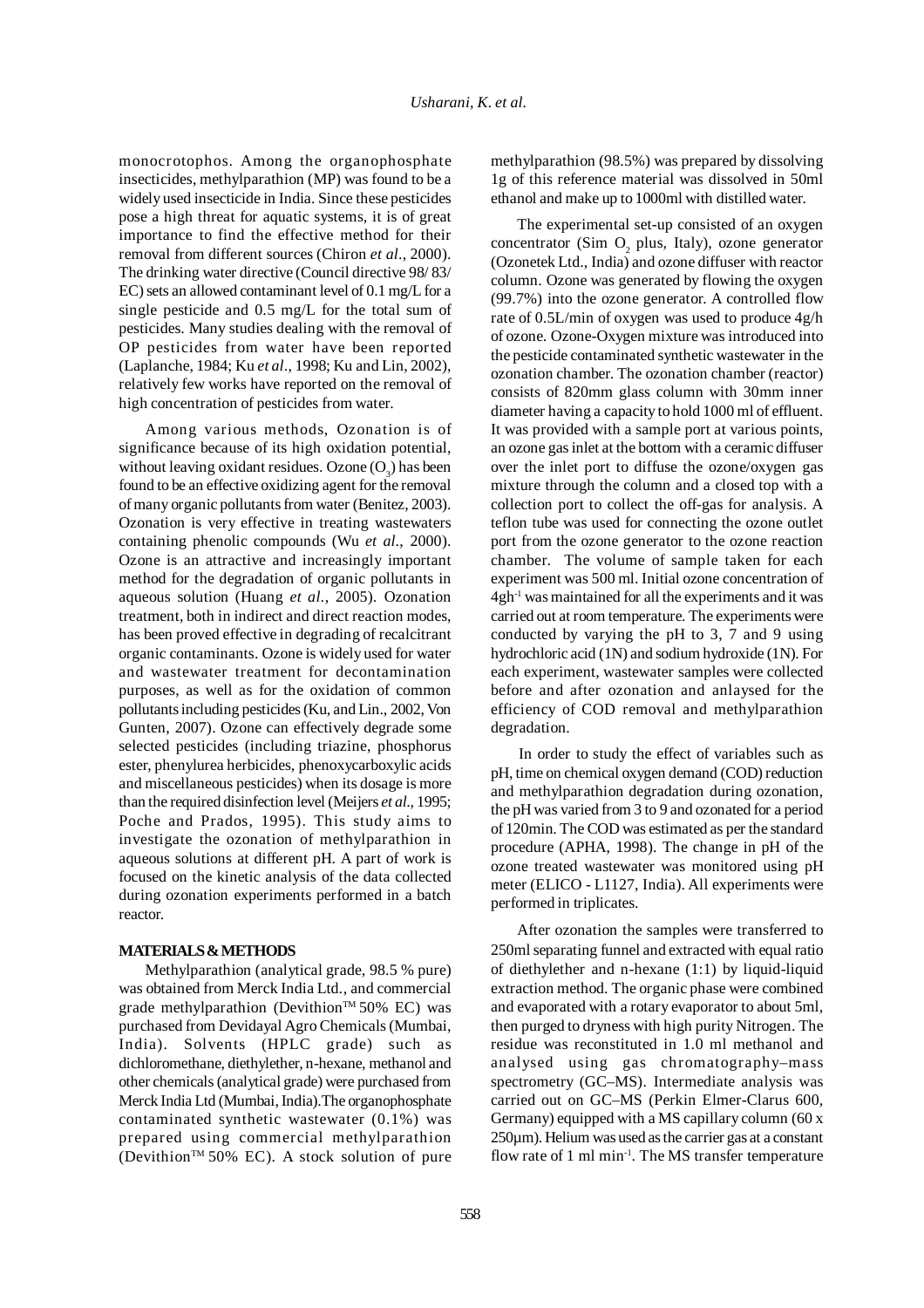monocrotophos. Among the organophosphate insecticides, methylparathion (MP) was found to be a widely used insecticide in India. Since these pesticides pose a high threat for aquatic systems, it is of great importance to find the effective method for their removal from different sources (Chiron *et al*., 2000). The drinking water directive (Council directive 98/ 83/ EC) sets an allowed contaminant level of 0.1 mg/L for a single pesticide and 0.5 mg/L for the total sum of pesticides. Many studies dealing with the removal of OP pesticides from water have been reported (Laplanche, 1984; Ku *et al*., 1998; Ku and Lin, 2002), relatively few works have reported on the removal of high concentration of pesticides from water.

Among various methods, Ozonation is of significance because of its high oxidation potential, without leaving oxidant residues. Ozone ($O_3$) has been found to be an effective oxidizing agent for the removal of many organic pollutants from water (Benitez, 2003). Ozonation is very effective in treating wastewaters containing phenolic compounds (Wu *et al*., 2000). Ozone is an attractive and increasingly important method for the degradation of organic pollutants in aqueous solution (Huang *et al*., 2005). Ozonation treatment, both in indirect and direct reaction modes, has been proved effective in degrading of recalcitrant organic contaminants. Ozone is widely used for water and wastewater treatment for decontamination purposes, as well as for the oxidation of common pollutants including pesticides (Ku, and Lin., 2002, Von Gunten, 2007). Ozone can effectively degrade some selected pesticides (including triazine, phosphorus ester, phenylurea herbicides, phenoxycarboxylic acids and miscellaneous pesticides) when its dosage is more than the required disinfection level (Meijers *et al*., 1995; Poche and Prados, 1995). This study aims to investigate the ozonation of methylparathion in aqueous solutions at different pH. A part of work is focused on the kinetic analysis of the data collected during ozonation experiments performed in a batch reactor.

## MATERIALS & METHODS

Methylparathion (analytical grade, 98.5 % pure) was obtained from Merck India Ltd., and commercial grade methylparathion (Devithion™ 50% EC) was purchased from Devidayal Agro Chemicals (Mumbai, India). Solvents (HPLC grade) such as dichloromethane, diethylether, n-hexane, methanol and other chemicals (analytical grade) were purchased from Merck India Ltd (Mumbai, India).The organophosphate contaminated synthetic wastewater (0.1%) was prepared using commercial methylparathion (Devithion™ 50% EC). A stock solution of pure methylparathion (98.5%) was prepared by dissolving 1g of this reference material was dissolved in 50ml ethanol and make up to 1000ml with distilled water.

The experimental set-up consisted of an oxygen concentrator (Sim $O_2$ plus, Italy), ozone generator (Ozonetek Ltd., India) and ozone diffuser with reactor column. Ozone was generated by flowing the oxygen (99.7%) into the ozone generator. A controlled flow rate of 0.5L/min of oxygen was used to produce 4g/h of ozone. Ozone-Oxygen mixture was introduced into the pesticide contaminated synthetic wastewater in the ozonation chamber. The ozonation chamber (reactor) consists of 820mm glass column with 30mm inner diameter having a capacity to hold 1000 ml of effluent. It was provided with a sample port at various points, an ozone gas inlet at the bottom with a ceramic diffuser over the inlet port to diffuse the ozone/oxygen gas mixture through the column and a closed top with a collection port to collect the off-gas for analysis. A teflon tube was used for connecting the ozone outlet port from the ozone generator to the ozone reaction chamber. The volume of sample taken for each experiment was 500 ml. Initial ozone concentration of $4gh^{-1}$ was maintained for all the experiments and it was carried out at room temperature. The experiments were conducted by varying the pH to 3, 7 and 9 using hydrochloric acid (1N) and sodium hydroxide (1N). For each experiment, wastewater samples were collected before and after ozonation and anlaysed for the efficiency of COD removal and methylparathion degradation.

In order to study the effect of variables such as pH, time on chemical oxygen demand (COD) reduction and methylparathion degradation during ozonation, the pH was varied from 3 to 9 and ozonated for a period of 120min. The COD was estimated as per the standard procedure (APHA, 1998). The change in pH of the ozone treated wastewater was monitored using pH meter (ELICO - L1127, India). All experiments were performed in triplicates.

After ozonation the samples were transferred to 250ml separating funnel and extracted with equal ratio of diethylether and n-hexane (1:1) by liquid-liquid extraction method. The organic phase were combined and evaporated with a rotary evaporator to about 5ml, then purged to dryness with high purity Nitrogen. The residue was reconstituted in 1.0 ml methanol and analysed using gas chromatography–mass spectrometry (GC–MS). Intermediate analysis was carried out on GC–MS (Perkin Elmer-Clarus 600, Germany) equipped with a MS capillary column (60 x 250µm). Helium was used as the carrier gas at a constant flow rate of 1 ml $min^{-1}$. The MS transfer temperature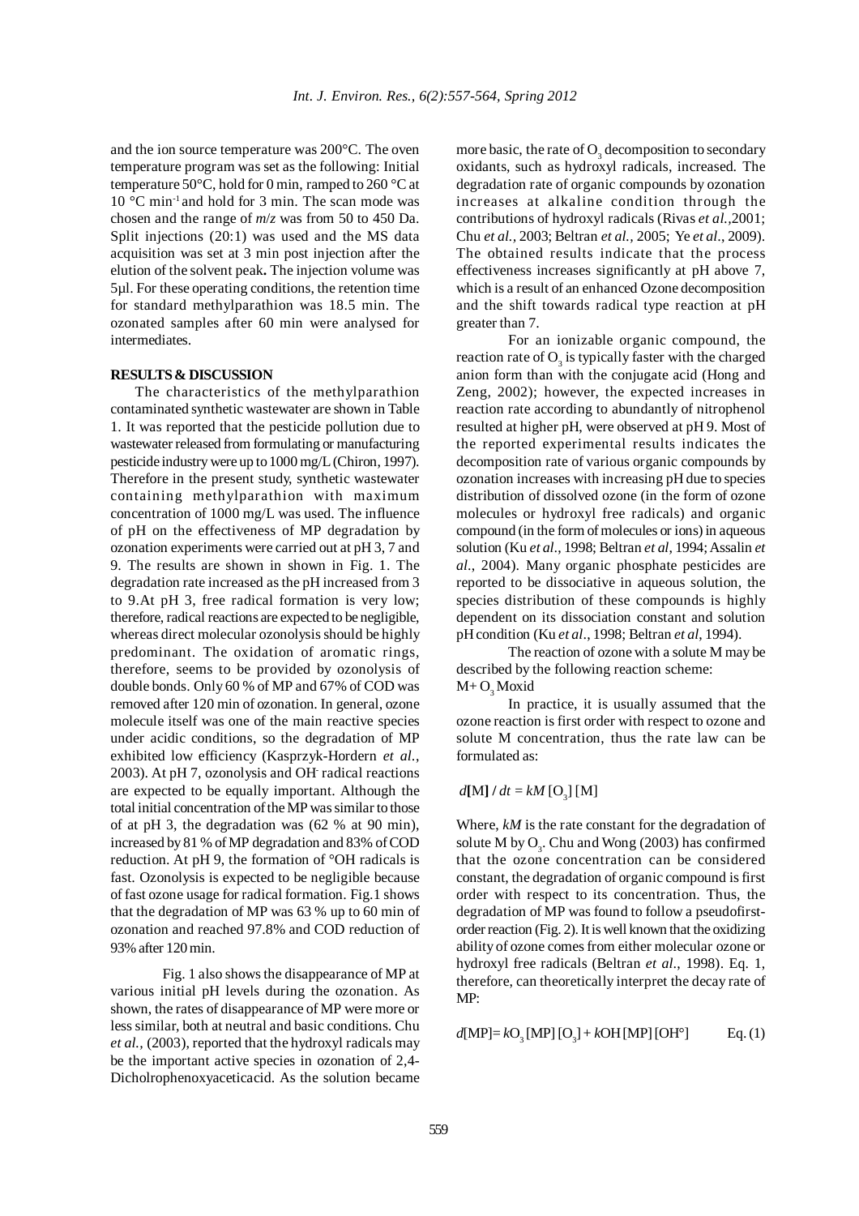and the ion source temperature was 200°C. The oven temperature program was set as the following: Initial temperature 50°C, hold for 0 min, ramped to 260 °C at 10 °C $min^{-1}$ and hold for 3 min. The scan mode was chosen and the range of $m/z$ was from 50 to 450 Da. Split injections (20:1) was used and the MS data acquisition was set at 3 min post injection after the elution of the solvent peak**.** The injection volume was 5µl. For these operating conditions, the retention time for standard methylparathion was 18.5 min. The ozonated samples after 60 min were analysed for intermediates.

## RESULTS & DISCUSSION

The characteristics of the methylparathion contaminated synthetic wastewater are shown in Table 1. It was reported that the pesticide pollution due to wastewater released from formulating or manufacturing pesticide industry were up to 1000 mg/L (Chiron, 1997). Therefore in the present study, synthetic wastewater containing methylparathion with maximum concentration of 1000 mg/L was used. The influence of pH on the effectiveness of MP degradation by ozonation experiments were carried out at pH 3, 7 and 9. The results are shown in shown in Fig. 1. The degradation rate increased as the pH increased from 3 to 9.At pH 3, free radical formation is very low; therefore, radical reactions are expected to be negligible, whereas direct molecular ozonolysis should be highly predominant. The oxidation of aromatic rings, therefore, seems to be provided by ozonolysis of double bonds. Only 60 % of MP and 67% of COD was removed after 120 min of ozonation. In general, ozone molecule itself was one of the main reactive species under acidic conditions, so the degradation of MP exhibited low efficiency (Kasprzyk-Hordern *et al.*, 2003). At pH 7, ozonolysis and $OH^-$ radical reactions are expected to be equally important. Although the total initial concentration of the MP was similar to those of at pH 3, the degradation was (62 % at 90 min), increased by 81 % of MP degradation and 83% of COD reduction. At pH 9, the formation of °OH radicals is fast. Ozonolysis is expected to be negligible because of fast ozone usage for radical formation. Fig.1 shows that the degradation of MP was 63 % up to 60 min of ozonation and reached 97.8% and COD reduction of 93% after 120 min.

Fig. 1 also shows the disappearance of MP at various initial pH levels during the ozonation. As shown, the rates of disappearance of MP were more or less similar, both at neutral and basic conditions. Chu *et al.*, (2003), reported that the hydroxyl radicals may be the important active species in ozonation of 2,4-Dicholrophenoxyaceticacid. As the solution became more basic, the rate of $O_3$ decomposition to secondary oxidants, such as hydroxyl radicals, increased. The degradation rate of organic compounds by ozonation increases at alkaline condition through the contributions of hydroxyl radicals (Rivas *et al.*,2001; Chu *et al.*, 2003; Beltran *et al.*, 2005; Ye *et al*., 2009). The obtained results indicate that the process effectiveness increases significantly at pH above 7, which is a result of an enhanced Ozone decomposition and the shift towards radical type reaction at pH greater than 7.

For an ionizable organic compound, the reaction rate of $O_3$ is typically faster with the charged anion form than with the conjugate acid (Hong and Zeng, 2002); however, the expected increases in reaction rate according to abundantly of nitrophenol resulted at higher pH, were observed at pH 9. Most of the reported experimental results indicates the decomposition rate of various organic compounds by ozonation increases with increasing pH due to species distribution of dissolved ozone (in the form of ozone molecules or hydroxyl free radicals) and organic compound (in the form of molecules or ions) in aqueous solution (Ku *et al*., 1998; Beltran *et al*, 1994; Assalin *et al*., 2004). Many organic phosphate pesticides are reported to be dissociative in aqueous solution, the species distribution of these compounds is highly dependent on its dissociation constant and solution pH condition (Ku *et al*., 1998; Beltran *et al*, 1994).

The reaction of ozone with a solute M may be described by the following reaction scheme:

$M + O_3$ Moxid

In practice, it is usually assumed that the ozone reaction is first order with respect to ozone and solute M concentration, thus the rate law can be formulated as:

$$d[M] / dt = kM [O_3] [M]$$

Where, $kM$ is the rate constant for the degradation of solute M by $O_3$. Chu and Wong (2003) has confirmed that the ozone concentration can be considered constant, the degradation of organic compound is first order with respect to its concentration. Thus, the degradation of MP was found to follow a pseudofirst-order reaction (Fig. 2). It is well known that the oxidizing ability of ozone comes from either molecular ozone or hydroxyl free radicals (Beltran *et al*., 1998). Eq. 1, therefore, can theoretically interpret the decay rate of MP:

$$d[MP] = kO_3 [MP] [O_3] + kOH [MP] [OH°] \qquad \text{Eq. (1)}$$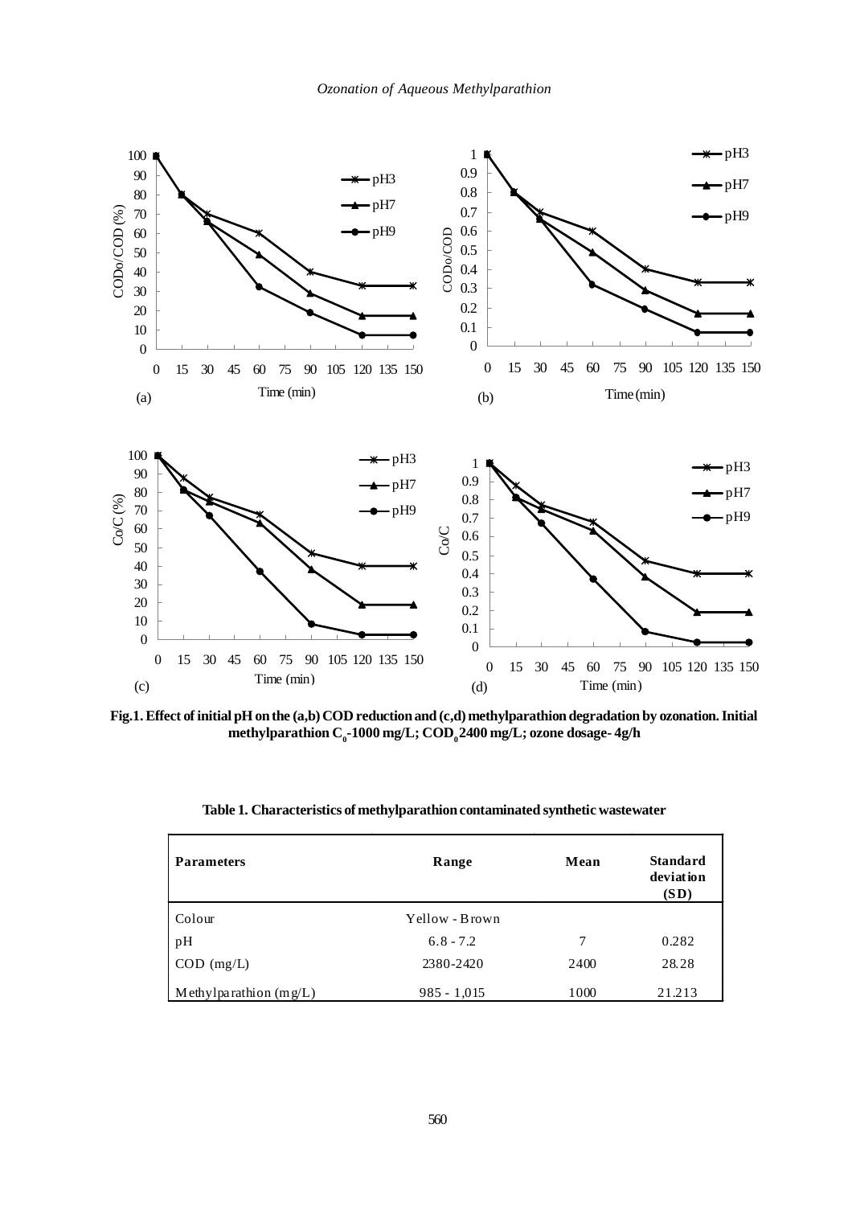Fig.1. Effect of initial pH on the (a,b) COD reduction and (c,d) methylparathion degradation by ozonation. Initial methylparathion $C_0$-1000 mg/L; $COD_0$ 2400 mg/L; ozone dosage- 4g/h

**Table 1. Characteristics of methylparathion contaminated synthetic wastewater**

| Parameters | Range | Mean | Standard deviation (SD) |
|---|---|---|---|
| Colour | Yellow - Brown | | |
| pH | 6.8 - 7.2 | 7 | 0.282 |
| COD (mg/L) | 2380-2420 | 2400 | 28.28 |
| Methylparathion (mg/L) | 985 - 1,015 | 1000 | 21.213 |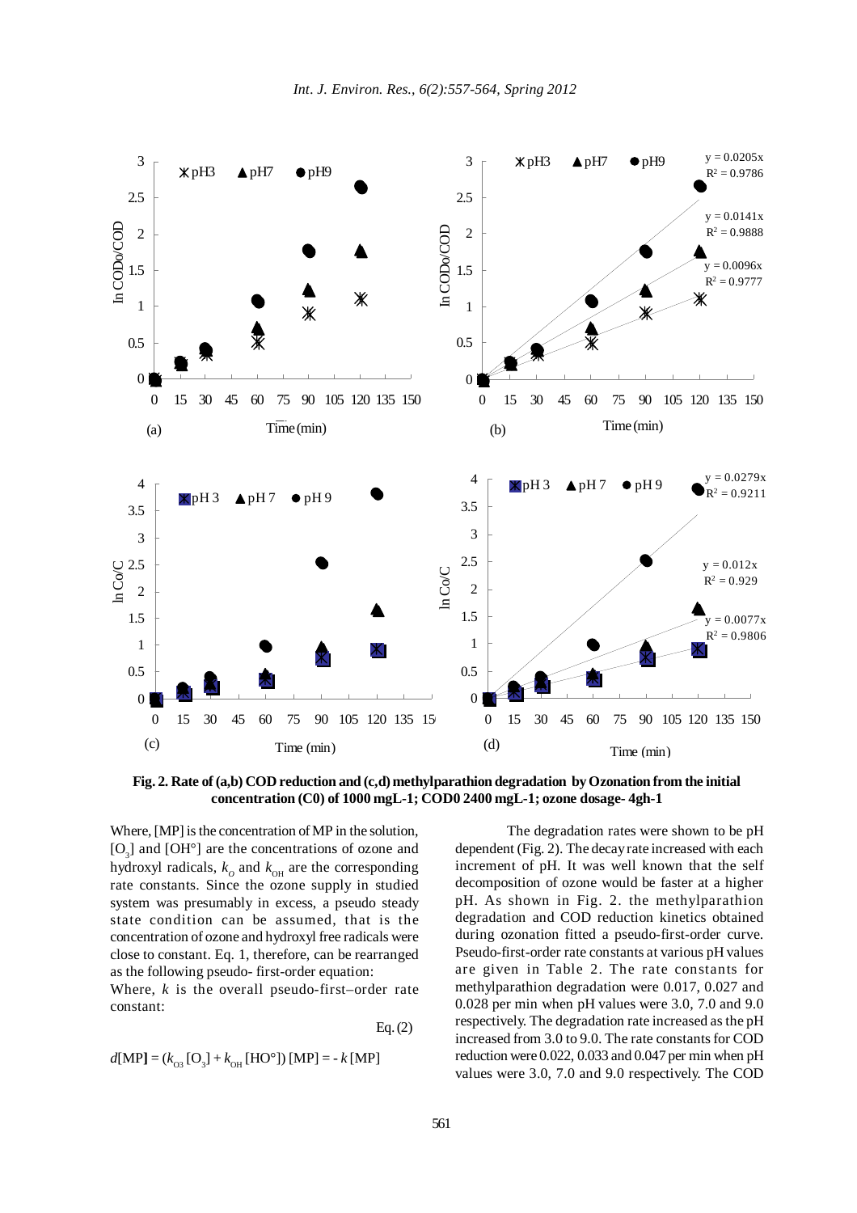Fig. 2. Rate of (a,b) COD reduction and (c,d) methylparathion degradation by Ozonation from the initial concentration (C0) of 1000 mgL-1; COD0 2400 mgL-1; ozone dosage- 4gh-1

Where, [MP] is the concentration of MP in the solution, $[O_3]$ and $[OH°]$ are the concentrations of ozone and hydroxyl radicals, $k_O$ and $k_{OH}$ are the corresponding rate constants. Since the ozone supply in studied system was presumably in excess, a pseudo steady state condition can be assumed, that is the concentration of ozone and hydroxyl free radicals were close to constant. Eq. 1, therefore, can be rearranged as the following pseudo- first-order equation:

Where, $k$ is the overall pseudo-first–order rate constant:

Eq. (2)

$$d[MP] = (k_{O3}[O_3] + k_{OH}[HO°])[MP] = -k[MP]$$

The degradation rates were shown to be pH dependent (Fig. 2). The decay rate increased with each increment of pH. It was well known that the self decomposition of ozone would be faster at a higher pH. As shown in Fig. 2. the methylparathion degradation and COD reduction kinetics obtained during ozonation fitted a pseudo-first-order curve. Pseudo-first-order rate constants at various pH values are given in Table 2. The rate constants for methylparathion degradation were 0.017, 0.027 and 0.028 per min when pH values were 3.0, 7.0 and 9.0 respectively. The degradation rate increased as the pH increased from 3.0 to 9.0. The rate constants for COD reduction were 0.022, 0.033 and 0.047 per min when pH values were 3.0, 7.0 and 9.0 respectively. The COD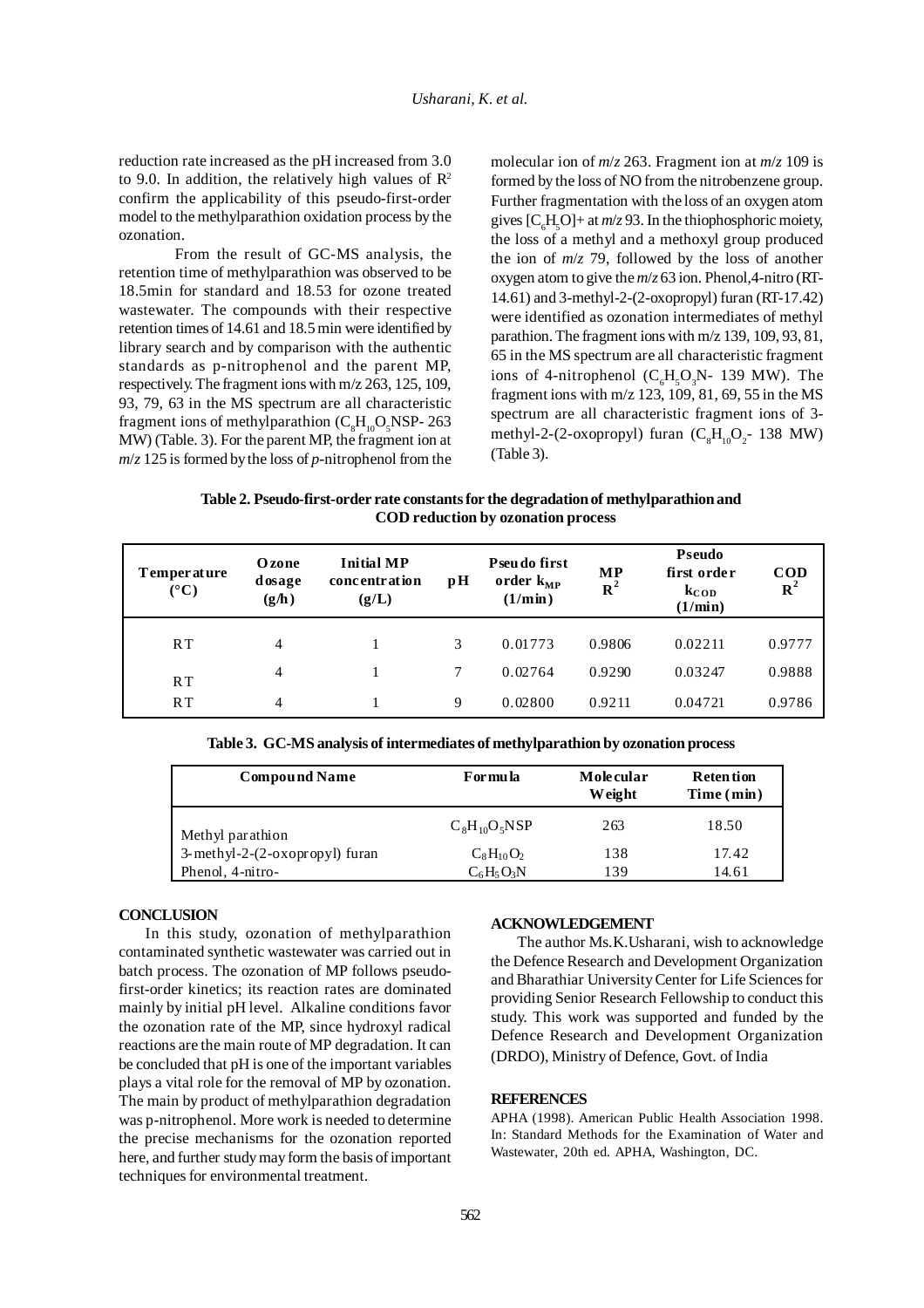reduction rate increased as the pH increased from 3.0 to 9.0. In addition, the relatively high values of $R^2$ confirm the applicability of this pseudo-first-order model to the methylparathion oxidation process by the ozonation.

From the result of GC-MS analysis, the retention time of methylparathion was observed to be 18.5min for standard and 18.53 for ozone treated wastewater. The compounds with their respective retention times of 14.61 and 18.5 min were identified by library search and by comparison with the authentic standards as p-nitrophenol and the parent MP, respectively. The fragment ions with m/z 263, 125, 109, 93, 79, 63 in the MS spectrum are all characteristic fragment ions of methylparathion ($C_8H_{10}O_5$NSP- 263 MW) (Table. 3). For the parent MP, the fragment ion at *m*/*z* 125 is formed by the loss of *p*-nitrophenol from the molecular ion of *m*/*z* 263. Fragment ion at *m*/*z* 109 is formed by the loss of NO from the nitrobenzene group. Further fragmentation with the loss of an oxygen atom gives $[C_6H_5O]$+ at *m*/*z* 93. In the thiophosphoric moiety, the loss of a methyl and a methoxyl group produced the ion of *m*/*z* 79, followed by the loss of another oxygen atom to give the *m*/*z* 63 ion. Phenol,4-nitro (RT-14.61) and 3-methyl-2-(2-oxopropyl) furan (RT-17.42) were identified as ozonation intermediates of methyl parathion. The fragment ions with m/z 139, 109, 93, 81, 65 in the MS spectrum are all characteristic fragment ions of 4-nitrophenol ($C_6H_5O_3$N- 139 MW). The fragment ions with m/z 123, 109, 81, 69, 55 in the MS spectrum are all characteristic fragment ions of 3-methyl-2-(2-oxopropyl) furan ($C_8H_{10}O_2$- 138 MW) (Table 3).

**Table 2. Pseudo-first-order rate constants for the degradation of methylparathion and COD reduction by ozonation process**

| Temperature (°C) | Ozone dosage (g/h) | Initial MP concentration (g/L) | pH | Pseudo first order $k_{MP}$ (1/min) | MP $R^2$ | Pseudo first order $k_{COD}$ (1/min) | COD $R^2$ |
|---|---|---|---|---|---|---|---|
| RT | 4 | 1 | 3 | 0.01773 | 0.9806 | 0.02211 | 0.9777 |
| RT | 4 | 1 | 7 | 0.02764 | 0.9290 | 0.03247 | 0.9888 |
| RT | 4 | 1 | 9 | 0.02800 | 0.9211 | 0.04721 | 0.9786 |

**Table 3. GC-MS analysis of intermediates of methylparathion by ozonation process**

| Compound Name | Formula | Molecular Weight | Retention Time (min) |
|---|---|---|---|
| Methyl parathion | $C_8H_{10}O_5$NSP | 263 | 18.50 |
| 3-methyl-2-(2-oxopropyl) furan | $C_8H_{10}O_2$ | 138 | 17.42 |
| Phenol, 4-nitro- | $C_6H_5O_3$N | 139 | 14.61 |

## CONCLUSION

In this study, ozonation of methylparathion contaminated synthetic wastewater was carried out in batch process. The ozonation of MP follows pseudo-first-order kinetics; its reaction rates are dominated mainly by initial pH level. Alkaline conditions favor the ozonation rate of the MP, since hydroxyl radical reactions are the main route of MP degradation. It can be concluded that pH is one of the important variables plays a vital role for the removal of MP by ozonation. The main by product of methylparathion degradation was p-nitrophenol. More work is needed to determine the precise mechanisms for the ozonation reported here, and further study may form the basis of important techniques for environmental treatment.

## ACKNOWLEDGEMENT

The author Ms.K.Usharani, wish to acknowledge the Defence Research and Development Organization and Bharathiar University Center for Life Sciences for providing Senior Research Fellowship to conduct this study. This work was supported and funded by the Defence Research and Development Organization (DRDO), Ministry of Defence, Govt. of India

## REFERENCES

APHA (1998). American Public Health Association 1998. In: Standard Methods for the Examination of Water and Wastewater, 20th ed. APHA, Washington, DC.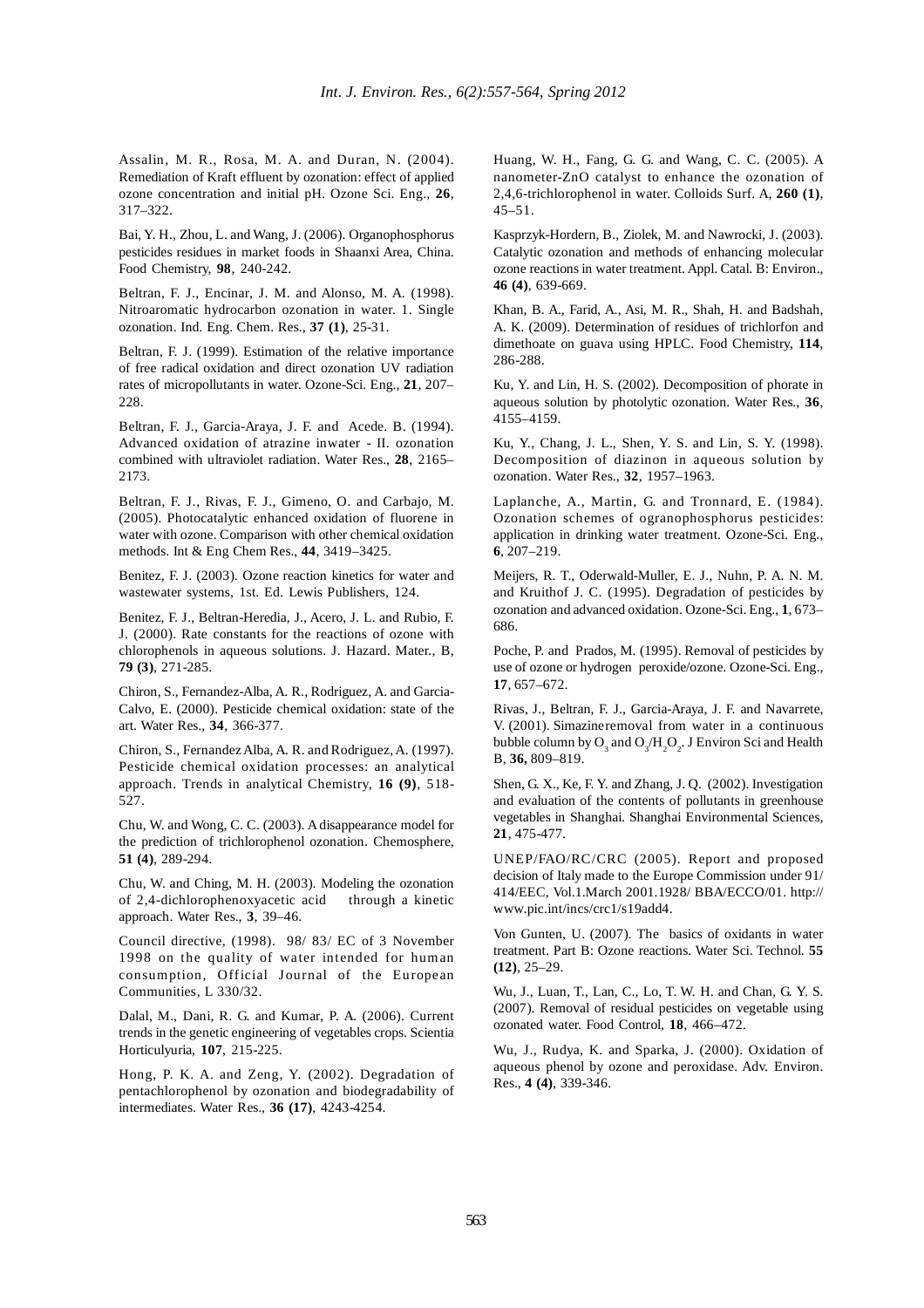Assalin, M. R., Rosa, M. A. and Duran, N. (2004). Remediation of Kraft effluent by ozonation: effect of applied ozone concentration and initial pH. Ozone Sci. Eng., **26**, 317–322.

Bai, Y. H., Zhou, L. and Wang, J. (2006). Organophosphorus pesticides residues in market foods in Shaanxi Area, China. Food Chemistry, **98**, 240-242.

Beltran, F. J., Encinar, J. M. and Alonso, M. A. (1998). Nitroaromatic hydrocarbon ozonation in water. 1. Single ozonation. Ind. Eng. Chem. Res., **37 (1)**, 25-31.

Beltran, F. J. (1999). Estimation of the relative importance of free radical oxidation and direct ozonation UV radiation rates of micropollutants in water. Ozone-Sci. Eng., **21**, 207–228.

Beltran, F. J., Garcia-Araya, J. F. and Acede. B. (1994). Advanced oxidation of atrazine inwater - II. ozonation combined with ultraviolet radiation. Water Res., **28**, 2165–2173.

Beltran, F. J., Rivas, F. J., Gimeno, O. and Carbajo, M. (2005). Photocatalytic enhanced oxidation of fluorene in water with ozone. Comparison with other chemical oxidation methods. Int & Eng Chem Res., **44**, 3419–3425.

Benitez, F. J. (2003). Ozone reaction kinetics for water and wastewater systems, 1st. Ed. Lewis Publishers, 124.

Benitez, F. J., Beltran-Heredia, J., Acero, J. L. and Rubio, F. J. (2000). Rate constants for the reactions of ozone with chlorophenols in aqueous solutions. J. Hazard. Mater., B, **79 (3)**, 271-285.

Chiron, S., Fernandez-Alba, A. R., Rodriguez, A. and Garcia-Calvo, E. (2000). Pesticide chemical oxidation: state of the art. Water Res., **34**, 366-377.

Chiron, S., Fernandez Alba, A. R. and Rodriguez, A. (1997). Pesticide chemical oxidation processes: an analytical approach. Trends in analytical Chemistry, **16 (9)**, 518-527.

Chu, W. and Wong, C. C. (2003). A disappearance model for the prediction of trichlorophenol ozonation. Chemosphere, **51 (4)**, 289-294.

Chu, W. and Ching, M. H. (2003). Modeling the ozonation of 2,4-dichlorophenoxyacetic acid through a kinetic approach. Water Res., **3**, 39–46.

Council directive, (1998). 98/ 83/ EC of 3 November 1998 on the quality of water intended for human consumption, Official Journal of the European Communities, L 330/32.

Dalal, M., Dani, R. G. and Kumar, P. A. (2006). Current trends in the genetic engineering of vegetables crops. Scientia Horticulyuria, **107**, 215-225.

Hong, P. K. A. and Zeng, Y. (2002). Degradation of pentachlorophenol by ozonation and biodegradability of intermediates. Water Res., **36 (17)**, 4243-4254.

Huang, W. H., Fang, G. G. and Wang, C. C. (2005). A nanometer-ZnO catalyst to enhance the ozonation of 2,4,6-trichlorophenol in water. Colloids Surf. A, **260 (1)**, 45–51.

Kasprzyk-Hordern, B., Ziolek, M. and Nawrocki, J. (2003). Catalytic ozonation and methods of enhancing molecular ozone reactions in water treatment. Appl. Catal. B: Environ., **46 (4)**, 639-669.

Khan, B. A., Farid, A., Asi, M. R., Shah, H. and Badshah, A. K. (2009). Determination of residues of trichlorfon and dimethoate on guava using HPLC. Food Chemistry, **114**, 286-288.

Ku, Y. and Lin, H. S. (2002). Decomposition of phorate in aqueous solution by photolytic ozonation. Water Res., **36**, 4155–4159.

Ku, Y., Chang, J. L., Shen, Y. S. and Lin, S. Y. (1998). Decomposition of diazinon in aqueous solution by ozonation. Water Res., **32**, 1957–1963.

Laplanche, A., Martin, G. and Tronnard, E. (1984). Ozonation schemes of ogranophosphorus pesticides: application in drinking water treatment. Ozone-Sci. Eng., **6**, 207–219.

Meijers, R. T., Oderwald-Muller, E. J., Nuhn, P. A. N. M. and Kruithof J. C. (1995). Degradation of pesticides by ozonation and advanced oxidation. Ozone-Sci. Eng., **1**, 673–686.

Poche, P. and Prados, M. (1995). Removal of pesticides by use of ozone or hydrogen peroxide/ozone. Ozone-Sci. Eng., **17**, 657–672.

Rivas, J., Beltran, F. J., Garcia-Araya, J. F. and Navarrete, V. (2001). Simazineremoval from water in a continuous bubble column by $O_3$ and $O_3/H_2O_2$. J Environ Sci and Health B, **36,** 809–819.

Shen, G. X., Ke, F. Y. and Zhang, J. Q. (2002). Investigation and evaluation of the contents of pollutants in greenhouse vegetables in Shanghai. Shanghai Environmental Sciences, **21**, 475-477.

UNEP/FAO/RC/CRC (2005). Report and proposed decision of Italy made to the Europe Commission under 91/ 414/EEC, Vol.1.March 2001.1928/ BBA/ECCO/01. http://www.pic.int/incs/crc1/s19add4.

Von Gunten, U. (2007). The basics of oxidants in water treatment. Part B: Ozone reactions. Water Sci. Technol. **55 (12)**, 25–29.

Wu, J., Luan, T., Lan, C., Lo, T. W. H. and Chan, G. Y. S. (2007). Removal of residual pesticides on vegetable using ozonated water. Food Control, **18**, 466–472.

Wu, J., Rudya, K. and Sparka, J. (2000). Oxidation of aqueous phenol by ozone and peroxidase. Adv. Environ. Res., **4 (4)**, 339-346.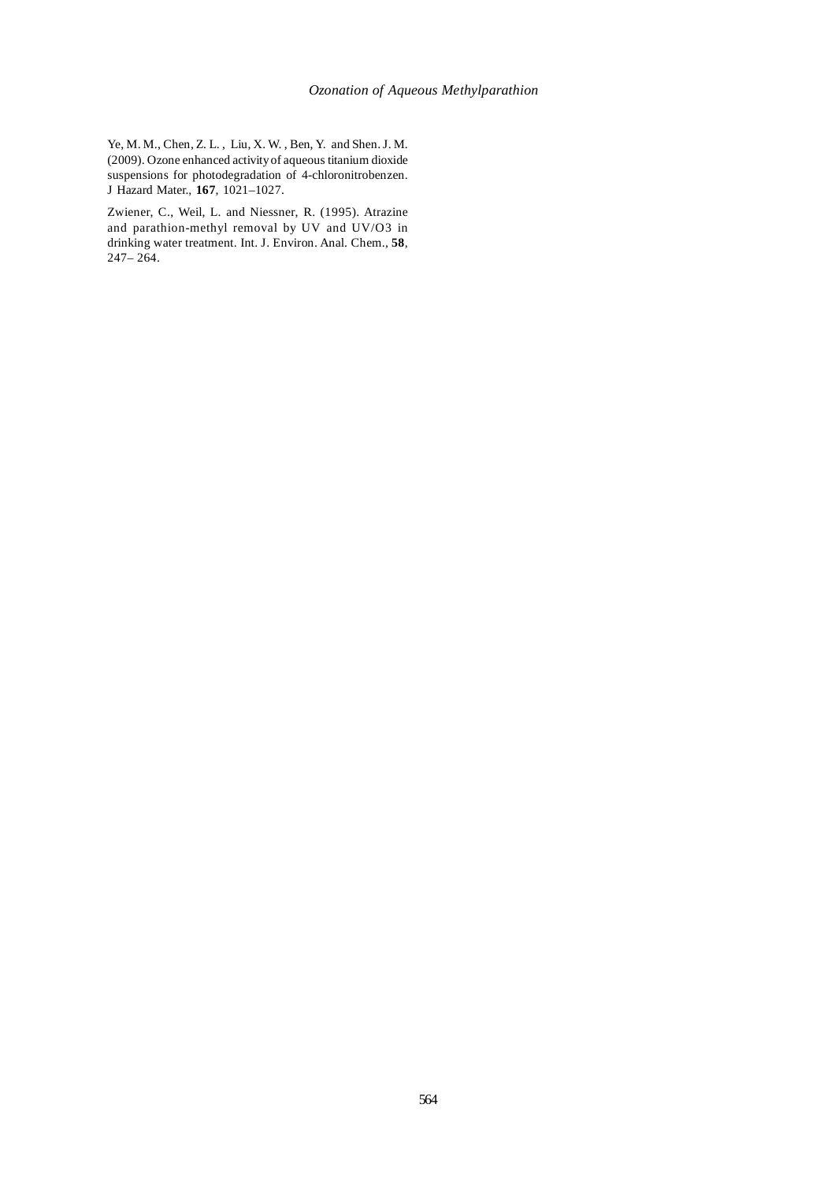Ye, M. M., Chen, Z. L. , Liu, X. W. , Ben, Y. and Shen. J. M. (2009). Ozone enhanced activity of aqueous titanium dioxide suspensions for photodegradation of 4-chloronitrobenzen. J Hazard Mater., **167**, 1021–1027.

Zwiener, C., Weil, L. and Niessner, R. (1995). Atrazine and parathion-methyl removal by UV and UV/O3 in drinking water treatment. Int. J. Environ. Anal. Chem., **58**, 247– 264.